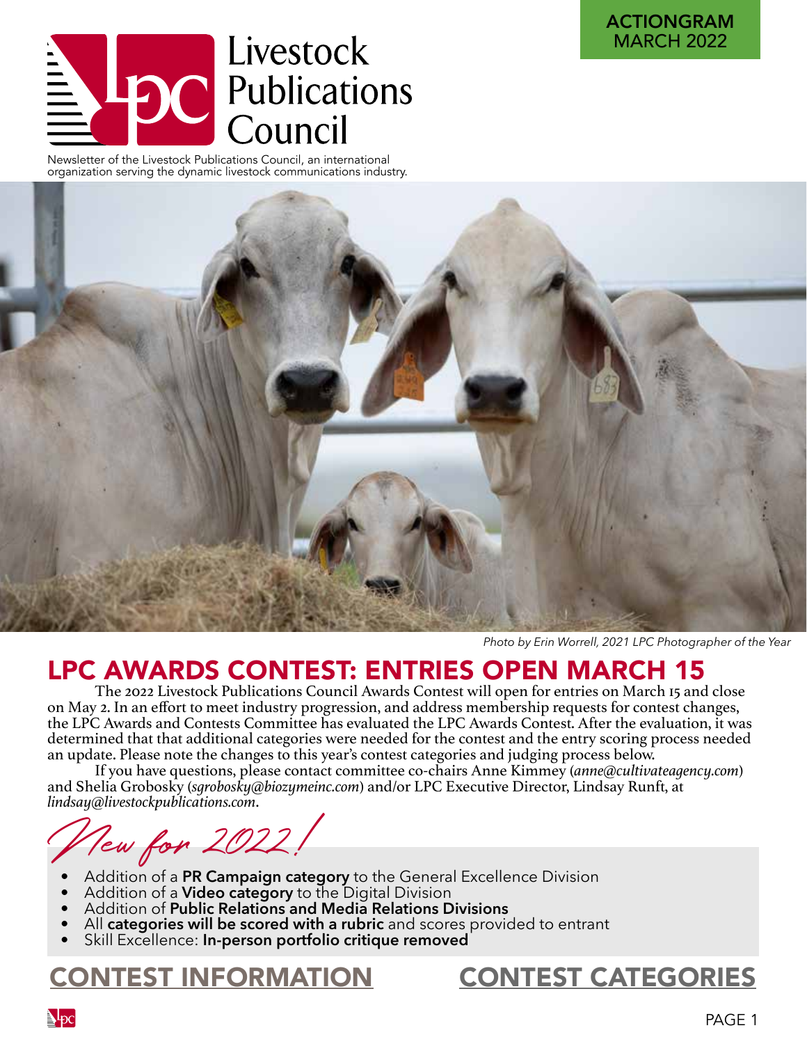ACTIONGRAM
MARCH 2022

# Livestock Publications Council

Newsletter of the Livestock Publications Council, an international organization serving the dynamic livestock communications industry.

*Photo by Erin Worrell, 2021 LPC Photographer of the Year*

## LPC AWARDS CONTEST: ENTRIES OPEN MARCH 15

The 2022 Livestock Publications Council Awards Contest will open for entries on March 15 and close on May 2. In an effort to meet industry progression, and address membership requests for contest changes, the LPC Awards and Contests Committee has evaluated the LPC Awards Contest. After the evaluation, it was determined that that additional categories were needed for the contest and the entry scoring process needed an update. Please note the changes to this year's contest categories and judging process below.

If you have questions, please contact committee co-chairs Anne Kimmey (*anne@cultivateagency.com*) and Shelia Grobosky (*sgrobosky@biozymeinc.com*) and/or LPC Executive Director, Lindsay Runft, at *lindsay@livestockpublications.com*.

### New for 2022!

- Addition of a **PR Campaign category** to the General Excellence Division
- Addition of a **Video category** to the Digital Division
- Addition of **Public Relations and Media Relations Divisions**
- All **categories will be scored with a rubric** and scores provided to entrant
- Skill Excellence: **In-person portfolio critique removed**

## CONTEST INFORMATION

## CONTEST CATEGORIES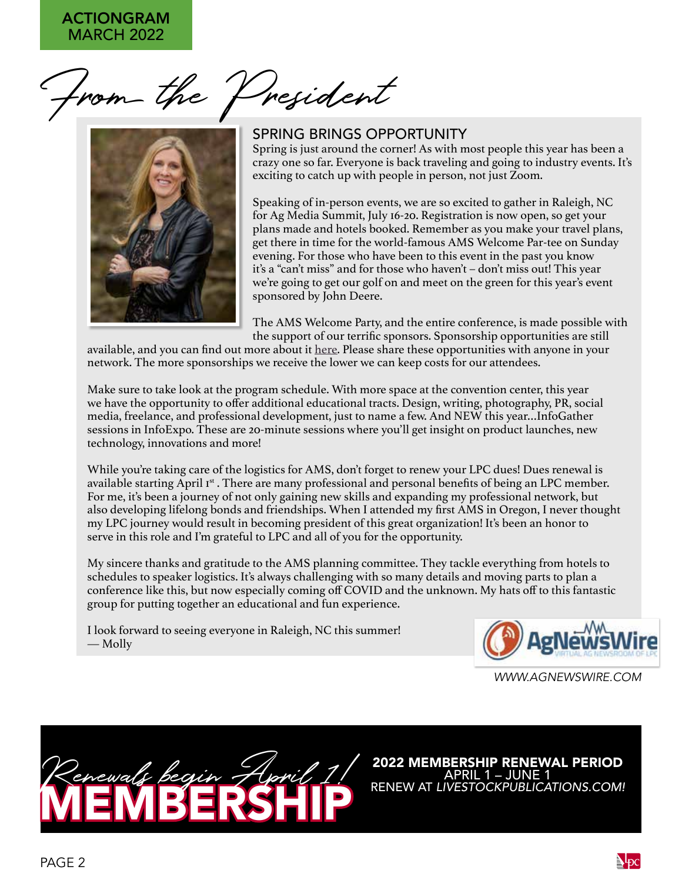# From the President

## SPRING BRINGS OPPORTUNITY

Spring is just around the corner! As with most people this year has been a crazy one so far. Everyone is back traveling and going to industry events. It's exciting to catch up with people in person, not just Zoom.

Speaking of in-person events, we are so excited to gather in Raleigh, NC for Ag Media Summit, July 16-20. Registration is now open, so get your plans made and hotels booked. Remember as you make your travel plans, get there in time for the world-famous AMS Welcome Par-tee on Sunday evening. For those who have been to this event in the past you know it's a "can't miss" and for those who haven't – don't miss out! This year we're going to get our golf on and meet on the green for this year's event sponsored by John Deere.

The AMS Welcome Party, and the entire conference, is made possible with the support of our terrific sponsors. Sponsorship opportunities are still available, and you can find out more about it here. Please share these opportunities with anyone in your network. The more sponsorships we receive the lower we can keep costs for our attendees.

Make sure to take look at the program schedule. With more space at the convention center, this year we have the opportunity to offer additional educational tracts. Design, writing, photography, PR, social media, freelance, and professional development, just to name a few. And NEW this year...InfoGather sessions in InfoExpo. These are 20-minute sessions where you'll get insight on product launches, new technology, innovations and more!

While you're taking care of the logistics for AMS, don't forget to renew your LPC dues! Dues renewal is available starting April 1st. There are many professional and personal benefits of being an LPC member. For me, it's been a journey of not only gaining new skills and expanding my professional network, but also developing lifelong bonds and friendships. When I attended my first AMS in Oregon, I never thought my LPC journey would result in becoming president of this great organization! It's been an honor to serve in this role and I'm grateful to LPC and all of you for the opportunity.

My sincere thanks and gratitude to the AMS planning committee. They tackle everything from hotels to schedules to speaker logistics. It's always challenging with so many details and moving parts to plan a conference like this, but now especially coming off COVID and the unknown. My hats off to this fantastic group for putting together an educational and fun experience.

I look forward to seeing everyone in Raleigh, NC this summer!
— Molly

AgNewsWire – Virtual Ag Newsroom of LPC

WWW.AGNEWSWIRE.COM

*Renewals begin April 1!*

**MEMBERSHIP**

**2022 MEMBERSHIP RENEWAL PERIOD**
APRIL 1 – JUNE 1
RENEW AT *LIVESTOCKPUBLICATIONS.COM!*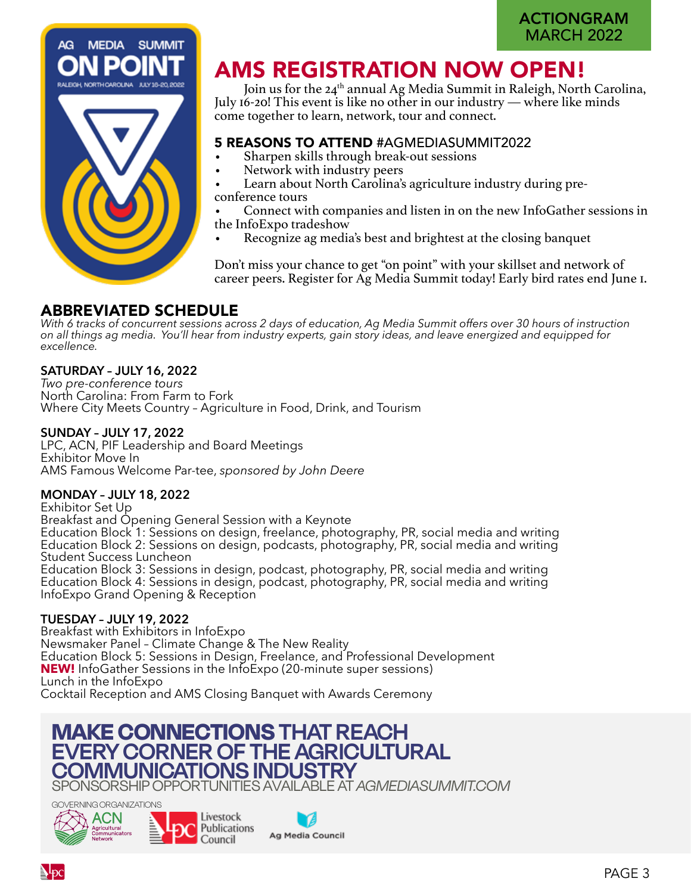# AMS REGISTRATION NOW OPEN!

Join us for the 24th annual Ag Media Summit in Raleigh, North Carolina, July 16-20! This event is like no other in our industry — where like minds come together to learn, network, tour and connect.

### 5 REASONS TO ATTEND #AGMEDIASUMMIT2022

- Sharpen skills through break-out sessions
- Network with industry peers
- Learn about North Carolina's agriculture industry during pre-conference tours
- Connect with companies and listen in on the new InfoGather sessions in the InfoExpo tradeshow
- Recognize ag media's best and brightest at the closing banquet

Don't miss your chance to get "on point" with your skillset and network of career peers. Register for Ag Media Summit today! Early bird rates end June 1.

## ABBREVIATED SCHEDULE

*With 6 tracks of concurrent sessions across 2 days of education, Ag Media Summit offers over 30 hours of instruction on all things ag media. You'll hear from industry experts, gain story ideas, and leave energized and equipped for excellence.*

**SATURDAY – JULY 16, 2022**
*Two pre-conference tours*
North Carolina: From Farm to Fork
Where City Meets Country – Agriculture in Food, Drink, and Tourism

**SUNDAY – JULY 17, 2022**
LPC, ACN, PIF Leadership and Board Meetings
Exhibitor Move In
AMS Famous Welcome Par-tee, *sponsored by John Deere*

**MONDAY – JULY 18, 2022**
Exhibitor Set Up
Breakfast and Opening General Session with a Keynote
Education Block 1: Sessions on design, freelance, photography, PR, social media and writing
Education Block 2: Sessions on design, podcasts, photography, PR, social media and writing
Student Success Luncheon
Education Block 3: Sessions in design, podcast, photography, PR, social media and writing
Education Block 4: Sessions in design, podcast, photography, PR, social media and writing
InfoExpo Grand Opening & Reception

**TUESDAY – JULY 19, 2022**
Breakfast with Exhibitors in InfoExpo
Newsmaker Panel – Climate Change & The New Reality
Education Block 5: Sessions in Design, Freelance, and Professional Development
**NEW!** InfoGather Sessions in the InfoExpo (20-minute super sessions)
Lunch in the InfoExpo
Cocktail Reception and AMS Closing Banquet with Awards Ceremony

## MAKE CONNECTIONS THAT REACH EVERY CORNER OF THE AGRICULTURAL COMMUNICATIONS INDUSTRY

SPONSORSHIP OPPORTUNITIES AVAILABLE AT *AGMEDIASUMMIT.COM*

GOVERNING ORGANIZATIONS

ACN Agricultural Communicators Network | Livestock Publications Council | Ag Media Council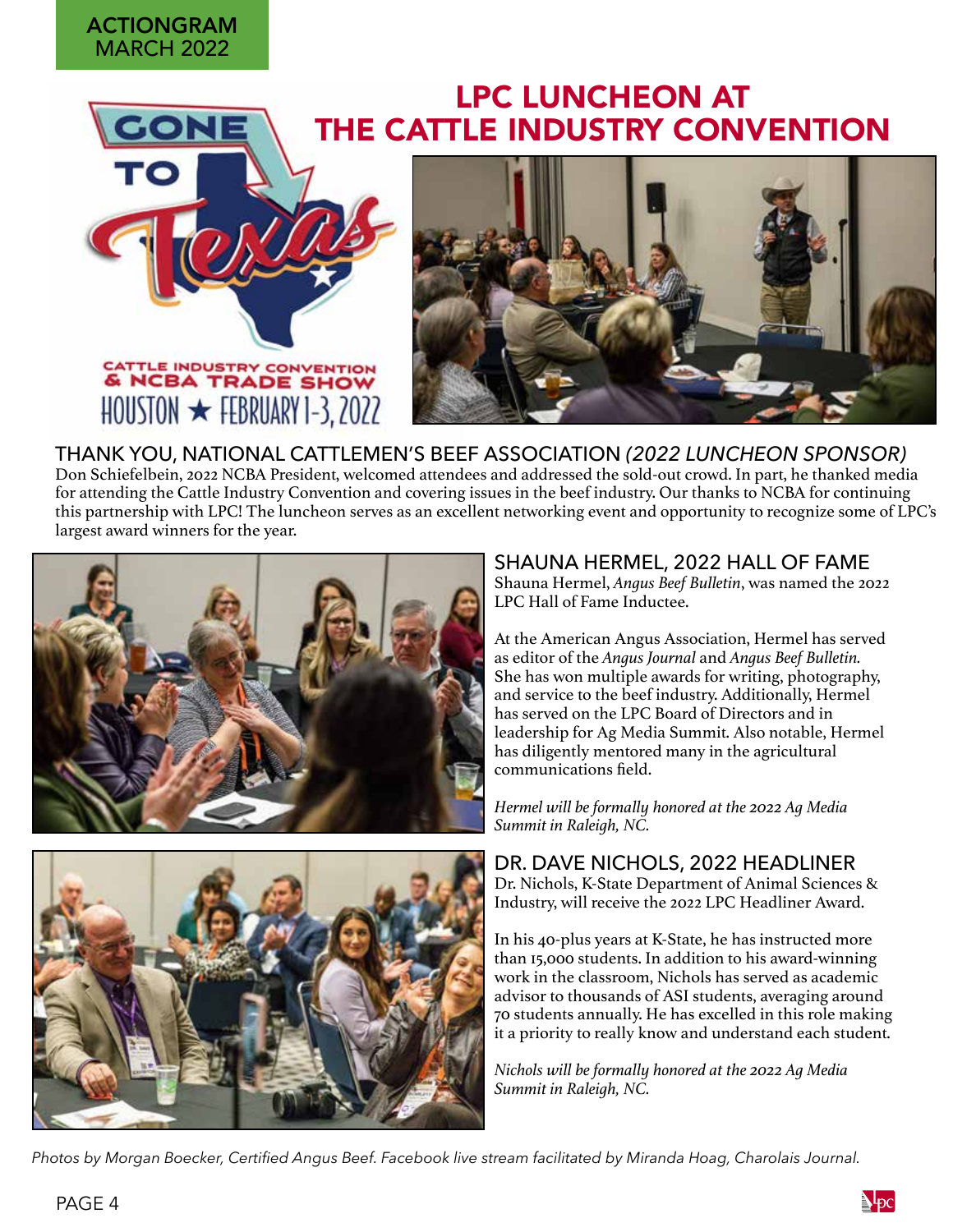# LPC LUNCHEON AT THE CATTLE INDUSTRY CONVENTION

GONE TO Texas

CATTLE INDUSTRY CONVENTION & NCBA TRADE SHOW
HOUSTON ★ FEBRUARY 1-3, 2022

## THANK YOU, NATIONAL CATTLEMEN'S BEEF ASSOCIATION *(2022 LUNCHEON SPONSOR)*

Don Schiefelbein, 2022 NCBA President, welcomed attendees and addressed the sold-out crowd. In part, he thanked media for attending the Cattle Industry Convention and covering issues in the beef industry. Our thanks to NCBA for continuing this partnership with LPC! The luncheon serves as an excellent networking event and opportunity to recognize some of LPC's largest award winners for the year.

## SHAUNA HERMEL, 2022 HALL OF FAME

Shauna Hermel, *Angus Beef Bulletin*, was named the 2022 LPC Hall of Fame Inductee.

At the American Angus Association, Hermel has served as editor of the *Angus Journal* and *Angus Beef Bulletin.* She has won multiple awards for writing, photography, and service to the beef industry. Additionally, Hermel has served on the LPC Board of Directors and in leadership for Ag Media Summit. Also notable, Hermel has diligently mentored many in the agricultural communications field.

*Hermel will be formally honored at the 2022 Ag Media Summit in Raleigh, NC.*

## DR. DAVE NICHOLS, 2022 HEADLINER

Dr. Nichols, K-State Department of Animal Sciences & Industry, will receive the 2022 LPC Headliner Award.

In his 40-plus years at K-State, he has instructed more than 15,000 students. In addition to his award-winning work in the classroom, Nichols has served as academic advisor to thousands of ASI students, averaging around 70 students annually. He has excelled in this role making it a priority to really know and understand each student.

*Nichols will be formally honored at the 2022 Ag Media Summit in Raleigh, NC.*

*Photos by Morgan Boecker, Certified Angus Beef. Facebook live stream facilitated by Miranda Hoag, Charolais Journal.*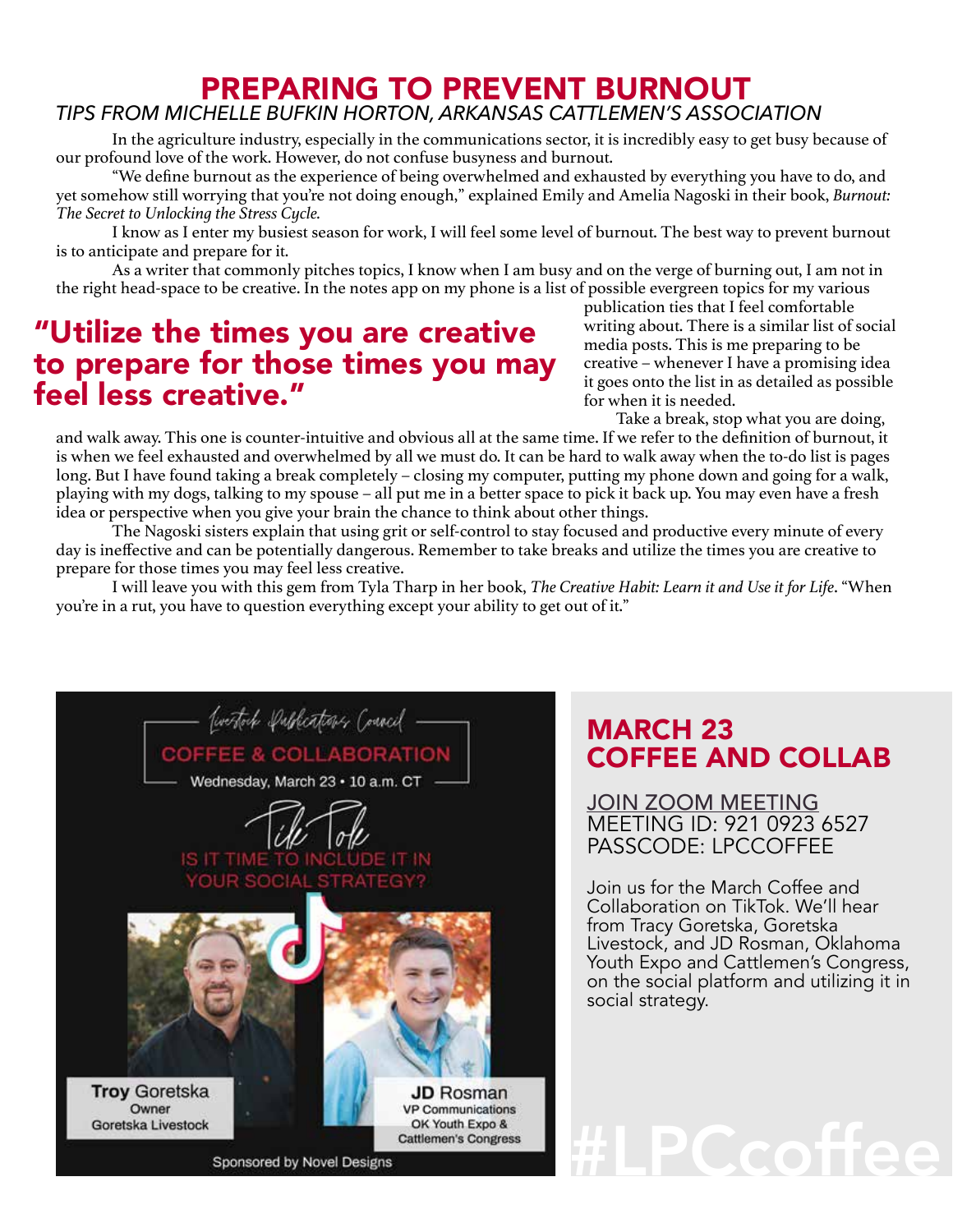# PREPARING TO PREVENT BURNOUT

## *TIPS FROM MICHELLE BUFKIN HORTON, ARKANSAS CATTLEMEN'S ASSOCIATION*

In the agriculture industry, especially in the communications sector, it is incredibly easy to get busy because of our profound love of the work. However, do not confuse busyness and burnout.

"We define burnout as the experience of being overwhelmed and exhausted by everything you have to do, and yet somehow still worrying that you're not doing enough," explained Emily and Amelia Nagoski in their book, *Burnout: The Secret to Unlocking the Stress Cycle.*

I know as I enter my busiest season for work, I will feel some level of burnout. The best way to prevent burnout is to anticipate and prepare for it.

As a writer that commonly pitches topics, I know when I am busy and on the verge of burning out, I am not in the right head-space to be creative. In the notes app on my phone is a list of possible evergreen topics for my various publication ties that I feel comfortable writing about. There is a similar list of social media posts. This is me preparing to be creative – whenever I have a promising idea it goes onto the list in as detailed as possible for when it is needed.

> **"Utilize the times you are creative to prepare for those times you may feel less creative."**

Take a break, stop what you are doing, and walk away. This one is counter-intuitive and obvious all at the same time. If we refer to the definition of burnout, it is when we feel exhausted and overwhelmed by all we must do. It can be hard to walk away when the to-do list is pages long. But I have found taking a break completely – closing my computer, putting my phone down and going for a walk, playing with my dogs, talking to my spouse – all put me in a better space to pick it back up. You may even have a fresh idea or perspective when you give your brain the chance to think about other things.

The Nagoski sisters explain that using grit or self-control to stay focused and productive every minute of every day is ineffective and can be potentially dangerous. Remember to take breaks and utilize the times you are creative to prepare for those times you may feel less creative.

I will leave you with this gem from Tyla Tharp in her book, *The Creative Habit: Learn it and Use it for Life*. "When you're in a rut, you have to question everything except your ability to get out of it."

Livestock Publications Council

COFFEE & COLLABORATION

Wednesday, March 23 • 10 a.m. CT

TikTok

IS IT TIME TO INCLUDE IT IN YOUR SOCIAL STRATEGY?

**Troy** Goretska
Owner
Goretska Livestock

**JD** Rosman
VP Communications
OK Youth Expo & Cattlemen's Congress

Sponsored by Novel Designs

## MARCH 23 COFFEE AND COLLAB

JOIN ZOOM MEETING
MEETING ID: 921 0923 6527
PASSCODE: LPCCOFFEE

Join us for the March Coffee and Collaboration on TikTok. We'll hear from Tracy Goretska, Goretska Livestock, and JD Rosman, Oklahoma Youth Expo and Cattlemen's Congress, on the social platform and utilizing it in social strategy.

#LPCcoffee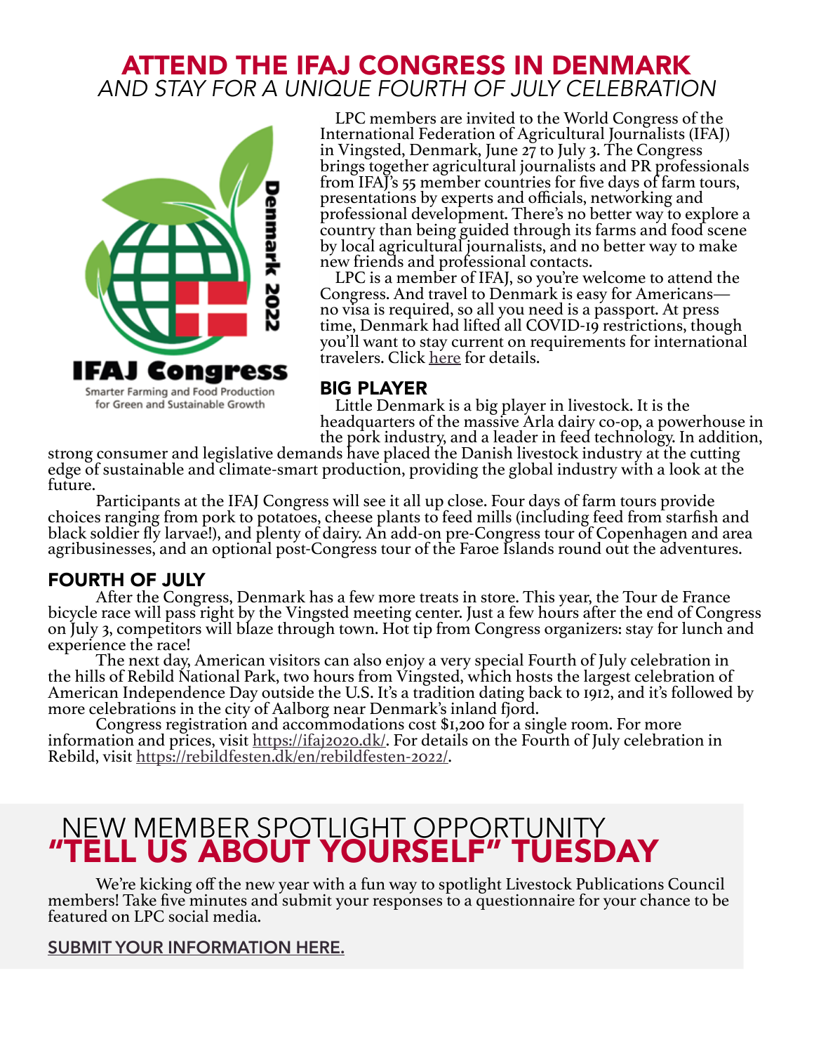# ATTEND THE IFAJ CONGRESS IN DENMARK
*AND STAY FOR A UNIQUE FOURTH OF JULY CELEBRATION*

Denmark 2022

IFAJ Congress

Smarter Farming and Food Production for Green and Sustainable Growth

LPC members are invited to the World Congress of the International Federation of Agricultural Journalists (IFAJ) in Vingsted, Denmark, June 27 to July 3. The Congress brings together agricultural journalists and PR professionals from IFAJ's 55 member countries for five days of farm tours, presentations by experts and officials, networking and professional development. There's no better way to explore a country than being guided through its farms and food scene by local agricultural journalists, and no better way to make new friends and professional contacts.

LPC is a member of IFAJ, so you're welcome to attend the Congress. And travel to Denmark is easy for Americans—no visa is required, so all you need is a passport. At press time, Denmark had lifted all COVID-19 restrictions, though you'll want to stay current on requirements for international travelers. Click here for details.

## BIG PLAYER

Little Denmark is a big player in livestock. It is the headquarters of the massive Arla dairy co-op, a powerhouse in the pork industry, and a leader in feed technology. In addition, strong consumer and legislative demands have placed the Danish livestock industry at the cutting edge of sustainable and climate-smart production, providing the global industry with a look at the future.

Participants at the IFAJ Congress will see it all up close. Four days of farm tours provide choices ranging from pork to potatoes, cheese plants to feed mills (including feed from starfish and black soldier fly larvae!), and plenty of dairy. An add-on pre-Congress tour of Copenhagen and area agribusinesses, and an optional post-Congress tour of the Faroe Islands round out the adventures.

## FOURTH OF JULY

After the Congress, Denmark has a few more treats in store. This year, the Tour de France bicycle race will pass right by the Vingsted meeting center. Just a few hours after the end of Congress on July 3, competitors will blaze through town. Hot tip from Congress organizers: stay for lunch and experience the race!

The next day, American visitors can also enjoy a very special Fourth of July celebration in the hills of Rebild National Park, two hours from Vingsted, which hosts the largest celebration of American Independence Day outside the U.S. It's a tradition dating back to 1912, and it's followed by more celebrations in the city of Aalborg near Denmark's inland fjord.

Congress registration and accommodations cost $1,200 for a single room. For more information and prices, visit https://ifaj2020.dk/. For details on the Fourth of July celebration in Rebild, visit https://rebildfesten.dk/en/rebildfesten-2022/.

# NEW MEMBER SPOTLIGHT OPPORTUNITY
# "TELL US ABOUT YOURSELF" TUESDAY

We're kicking off the new year with a fun way to spotlight Livestock Publications Council members! Take five minutes and submit your responses to a questionnaire for your chance to be featured on LPC social media.

**SUBMIT YOUR INFORMATION HERE.**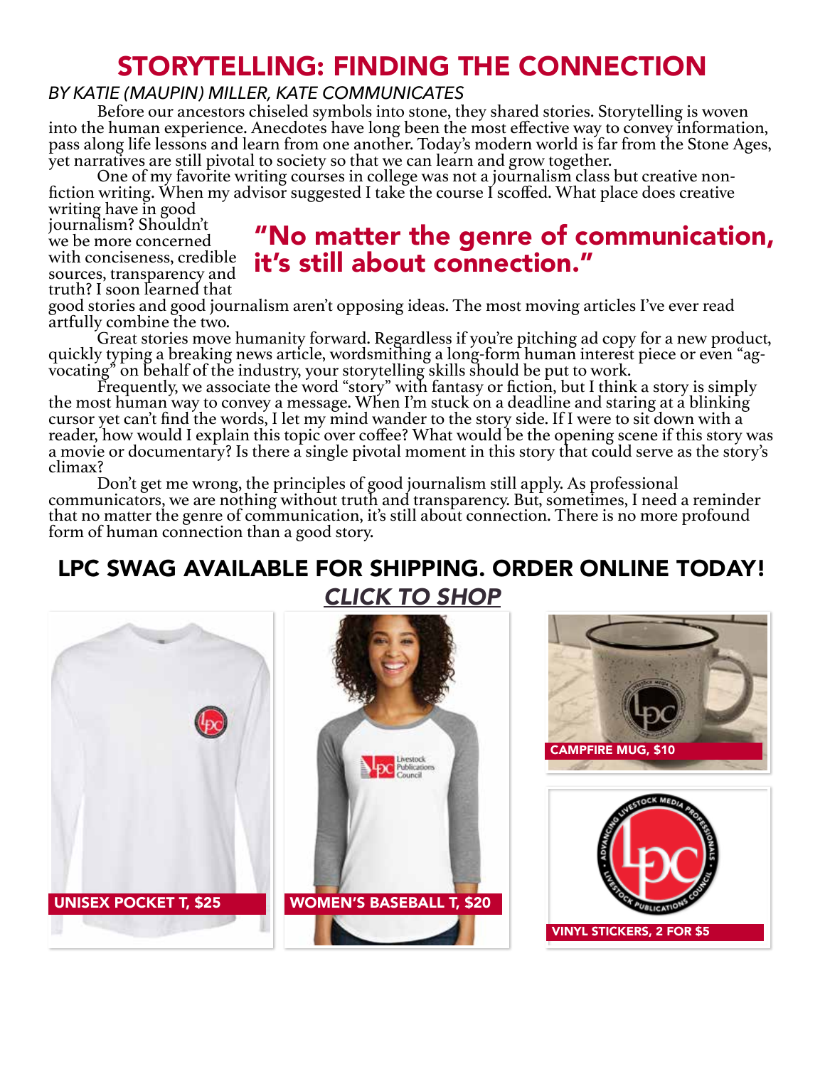# STORYTELLING: FINDING THE CONNECTION

*BY KATIE (MAUPIN) MILLER, KATE COMMUNICATES*

Before our ancestors chiseled symbols into stone, they shared stories. Storytelling is woven into the human experience. Anecdotes have long been the most effective way to convey information, pass along life lessons and learn from one another. Today's modern world is far from the Stone Ages, yet narratives are still pivotal to society so that we can learn and grow together.

One of my favorite writing courses in college was not a journalism class but creative non-fiction writing. When my advisor suggested I take the course I scoffed. What place does creative writing have in good journalism? Shouldn't we be more concerned with conciseness, credible sources, transparency and truth? I soon learned that good stories and good journalism aren't opposing ideas. The most moving articles I've ever read artfully combine the two.

> **"No matter the genre of communication, it's still about connection."**

Great stories move humanity forward. Regardless if you're pitching ad copy for a new product, quickly typing a breaking news article, wordsmithing a long-form human interest piece or even "ag-vocating" on behalf of the industry, your storytelling skills should be put to work.

Frequently, we associate the word "story" with fantasy or fiction, but I think a story is simply the most human way to convey a message. When I'm stuck on a deadline and staring at a blinking cursor yet can't find the words, I let my mind wander to the story side. If I were to sit down with a reader, how would I explain this topic over coffee? What would be the opening scene if this story was a movie or documentary? Is there a single pivotal moment in this story that could serve as the story's climax?

Don't get me wrong, the principles of good journalism still apply. As professional communicators, we are nothing without truth and transparency. But, sometimes, I need a reminder that no matter the genre of communication, it's still about connection. There is no more profound form of human connection than a good story.

## LPC SWAG AVAILABLE FOR SHIPPING. ORDER ONLINE TODAY!

***CLICK TO SHOP***

UNISEX POCKET T, $25

WOMEN'S BASEBALL T, $20

CAMPFIRE MUG, $10

VINYL STICKERS, 2 FOR $5